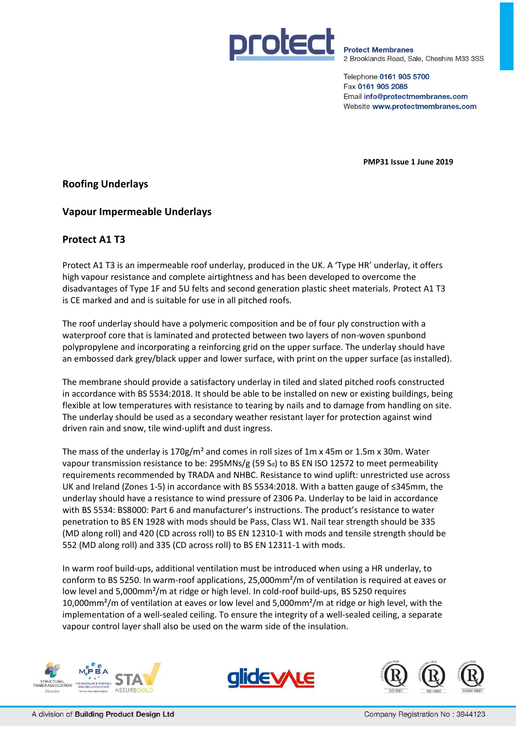**Protect Membranes**
2 Brooklands Road, Sale, Cheshire M33 3SS

Telephone 0161 905 5700
Fax 0161 905 2085
Email info@protectmembranes.com
Website www.protectmembranes.com

**PMP31 Issue 1 June 2019**

## Roofing Underlays

## Vapour Impermeable Underlays

## Protect A1 T3

Protect A1 T3 is an impermeable roof underlay, produced in the UK. A 'Type HR' underlay, it offers high vapour resistance and complete airtightness and has been developed to overcome the disadvantages of Type 1F and 5U felts and second generation plastic sheet materials. Protect A1 T3 is CE marked and and is suitable for use in all pitched roofs.

The roof underlay should have a polymeric composition and be of four ply construction with a waterproof core that is laminated and protected between two layers of non-woven spunbond polypropylene and incorporating a reinforcing grid on the upper surface. The underlay should have an embossed dark grey/black upper and lower surface, with print on the upper surface (as installed).

The membrane should provide a satisfactory underlay in tiled and slated pitched roofs constructed in accordance with BS 5534:2018. It should be able to be installed on new or existing buildings, being flexible at low temperatures with resistance to tearing by nails and to damage from handling on site. The underlay should be used as a secondary weather resistant layer for protection against wind driven rain and snow, tile wind-uplift and dust ingress.

The mass of the underlay is 170g/m² and comes in roll sizes of 1m x 45m or 1.5m x 30m. Water vapour transmission resistance to be: 295MNs/g (59 $S_d$) to BS EN ISO 12572 to meet permeability requirements recommended by TRADA and NHBC. Resistance to wind uplift: unrestricted use across UK and Ireland (Zones 1-5) in accordance with BS 5534:2018. With a batten gauge of ≤345mm, the underlay should have a resistance to wind pressure of 2306 Pa. Underlay to be laid in accordance with BS 5534: BS8000: Part 6 and manufacturer's instructions. The product's resistance to water penetration to BS EN 1928 with mods should be Pass, Class W1. Nail tear strength should be 335 (MD along roll) and 420 (CD across roll) to BS EN 12310-1 with mods and tensile strength should be 552 (MD along roll) and 335 (CD across roll) to BS EN 12311-1 with mods.

In warm roof build-ups, additional ventilation must be introduced when using a HR underlay, to conform to BS 5250. In warm-roof applications, 25,000mm²/m of ventilation is required at eaves or low level and 5,000mm²/m at ridge or high level. In cold-roof build-ups, BS 5250 requires 10,000mm²/m of ventilation at eaves or low level and 5,000mm²/m at ridge or high level, with the implementation of a well-sealed ceiling. To ensure the integrity of a well-sealed ceiling, a separate vapour control layer shall also be used on the warm side of the insulation.

A division of **Building Product Design Ltd**

Company Registration No : 3944123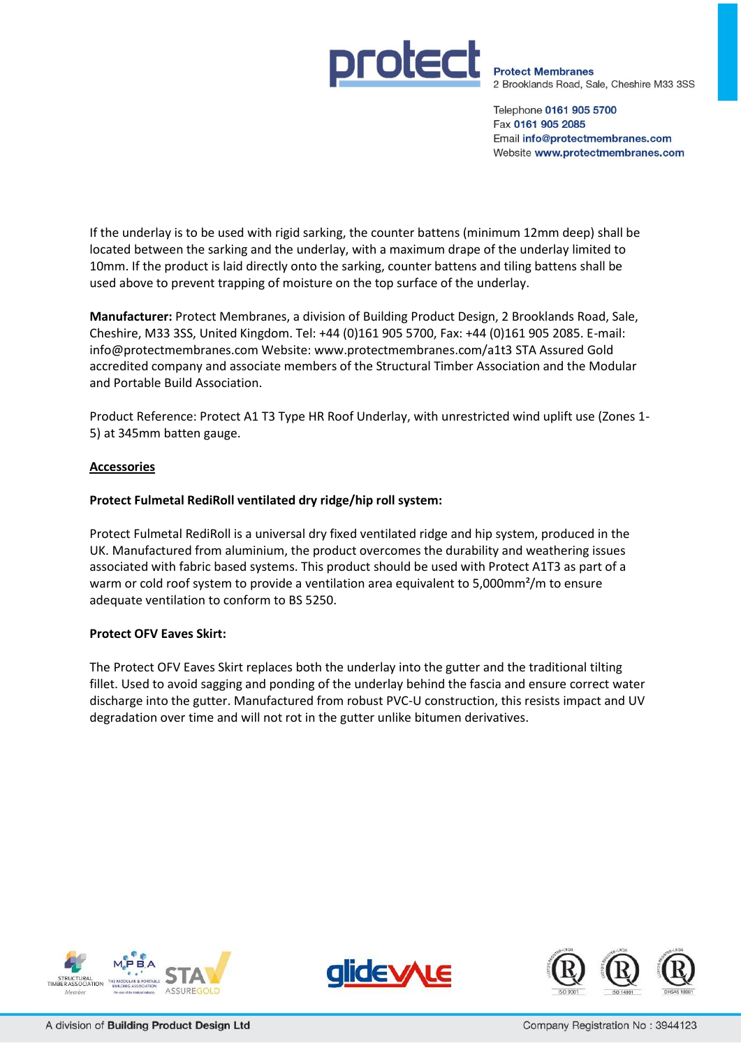If the underlay is to be used with rigid sarking, the counter battens (minimum 12mm deep) shall be located between the sarking and the underlay, with a maximum drape of the underlay limited to 10mm. If the product is laid directly onto the sarking, counter battens and tiling battens shall be used above to prevent trapping of moisture on the top surface of the underlay.

**Manufacturer:** Protect Membranes, a division of Building Product Design, 2 Brooklands Road, Sale, Cheshire, M33 3SS, United Kingdom. Tel: +44 (0)161 905 5700, Fax: +44 (0)161 905 2085. E-mail: info@protectmembranes.com Website: www.protectmembranes.com/a1t3 STA Assured Gold accredited company and associate members of the Structural Timber Association and the Modular and Portable Build Association.

Product Reference: Protect A1 T3 Type HR Roof Underlay, with unrestricted wind uplift use (Zones 1-5) at 345mm batten gauge.

## Accessories

**Protect Fulmetal RediRoll ventilated dry ridge/hip roll system:**

Protect Fulmetal RediRoll is a universal dry fixed ventilated ridge and hip system, produced in the UK. Manufactured from aluminium, the product overcomes the durability and weathering issues associated with fabric based systems. This product should be used with Protect A1T3 as part of a warm or cold roof system to provide a ventilation area equivalent to 5,000mm²/m to ensure adequate ventilation to conform to BS 5250.

**Protect OFV Eaves Skirt:**

The Protect OFV Eaves Skirt replaces both the underlay into the gutter and the traditional tilting fillet. Used to avoid sagging and ponding of the underlay behind the fascia and ensure correct water discharge into the gutter. Manufactured from robust PVC-U construction, this resists impact and UV degradation over time and will not rot in the gutter unlike bitumen derivatives.